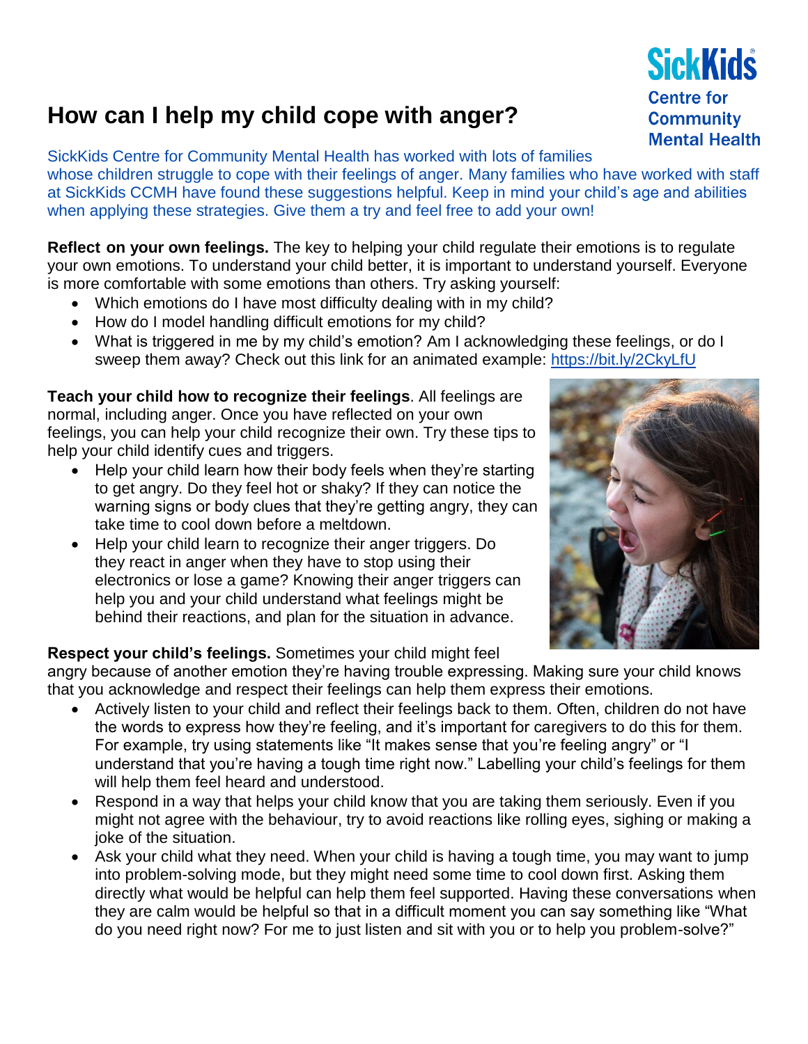# How can I help my child cope with anger?

SickKids Centre for Community Mental Health

SickKids Centre for Community Mental Health has worked with lots of families whose children struggle to cope with their feelings of anger. Many families who have worked with staff at SickKids CCMH have found these suggestions helpful. Keep in mind your child's age and abilities when applying these strategies. Give them a try and feel free to add your own!

**Reflect on your own feelings.** The key to helping your child regulate their emotions is to regulate your own emotions. To understand your child better, it is important to understand yourself. Everyone is more comfortable with some emotions than others. Try asking yourself:

- Which emotions do I have most difficulty dealing with in my child?
- How do I model handling difficult emotions for my child?
- What is triggered in me by my child's emotion? Am I acknowledging these feelings, or do I sweep them away? Check out this link for an animated example: https://bit.ly/2CkyLfU

**Teach your child how to recognize their feelings**. All feelings are normal, including anger. Once you have reflected on your own feelings, you can help your child recognize their own. Try these tips to help your child identify cues and triggers.

- Help your child learn how their body feels when they're starting to get angry. Do they feel hot or shaky? If they can notice the warning signs or body clues that they're getting angry, they can take time to cool down before a meltdown.
- Help your child learn to recognize their anger triggers. Do they react in anger when they have to stop using their electronics or lose a game? Knowing their anger triggers can help you and your child understand what feelings might be behind their reactions, and plan for the situation in advance.

**Respect your child's feelings.** Sometimes your child might feel angry because of another emotion they're having trouble expressing. Making sure your child knows that you acknowledge and respect their feelings can help them express their emotions.

- Actively listen to your child and reflect their feelings back to them. Often, children do not have the words to express how they're feeling, and it's important for caregivers to do this for them. For example, try using statements like "It makes sense that you're feeling angry" or "I understand that you're having a tough time right now." Labelling your child's feelings for them will help them feel heard and understood.
- Respond in a way that helps your child know that you are taking them seriously. Even if you might not agree with the behaviour, try to avoid reactions like rolling eyes, sighing or making a joke of the situation.
- Ask your child what they need. When your child is having a tough time, you may want to jump into problem-solving mode, but they might need some time to cool down first. Asking them directly what would be helpful can help them feel supported. Having these conversations when they are calm would be helpful so that in a difficult moment you can say something like "What do you need right now? For me to just listen and sit with you or to help you problem-solve?"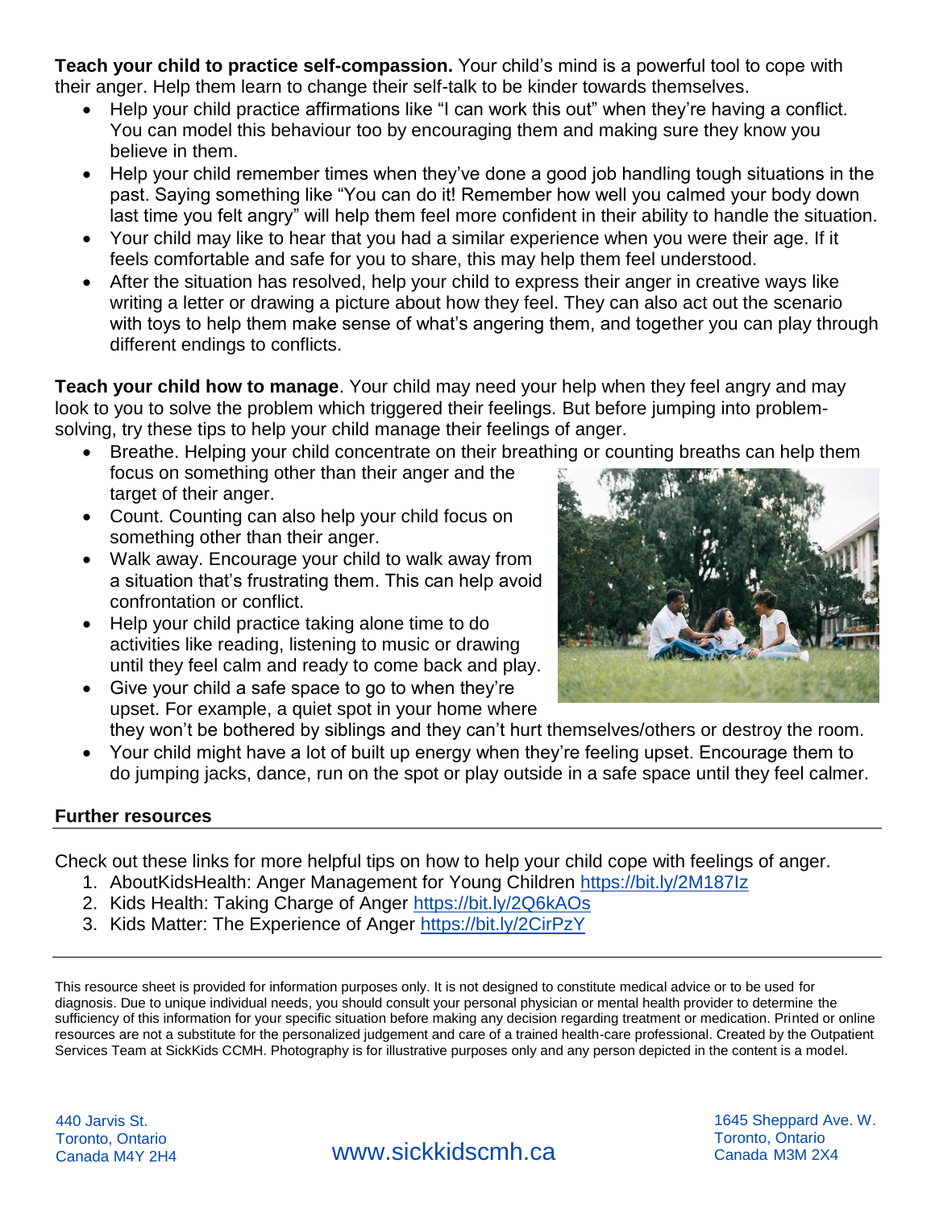**Teach your child to practice self-compassion.** Your child's mind is a powerful tool to cope with their anger. Help them learn to change their self-talk to be kinder towards themselves.

- Help your child practice affirmations like "I can work this out" when they're having a conflict. You can model this behaviour too by encouraging them and making sure they know you believe in them.
- Help your child remember times when they've done a good job handling tough situations in the past. Saying something like "You can do it! Remember how well you calmed your body down last time you felt angry" will help them feel more confident in their ability to handle the situation.
- Your child may like to hear that you had a similar experience when you were their age. If it feels comfortable and safe for you to share, this may help them feel understood.
- After the situation has resolved, help your child to express their anger in creative ways like writing a letter or drawing a picture about how they feel. They can also act out the scenario with toys to help them make sense of what's angering them, and together you can play through different endings to conflicts.

**Teach your child how to manage**. Your child may need your help when they feel angry and may look to you to solve the problem which triggered their feelings. But before jumping into problem-solving, try these tips to help your child manage their feelings of anger.

- Breathe. Helping your child concentrate on their breathing or counting breaths can help them focus on something other than their anger and the target of their anger.
- Count. Counting can also help your child focus on something other than their anger.
- Walk away. Encourage your child to walk away from a situation that's frustrating them. This can help avoid confrontation or conflict.
- Help your child practice taking alone time to do activities like reading, listening to music or drawing until they feel calm and ready to come back and play.
- Give your child a safe space to go to when they're upset. For example, a quiet spot in your home where they won't be bothered by siblings and they can't hurt themselves/others or destroy the room.
- Your child might have a lot of built up energy when they're feeling upset. Encourage them to do jumping jacks, dance, run on the spot or play outside in a safe space until they feel calmer.

## Further resources

Check out these links for more helpful tips on how to help your child cope with feelings of anger.

1. AboutKidsHealth: Anger Management for Young Children https://bit.ly/2M187Iz
2. Kids Health: Taking Charge of Anger https://bit.ly/2Q6kAOs
3. Kids Matter: The Experience of Anger https://bit.ly/2CirPzY

---

This resource sheet is provided for information purposes only. It is not designed to constitute medical advice or to be used for diagnosis. Due to unique individual needs, you should consult your personal physician or mental health provider to determine the sufficiency of this information for your specific situation before making any decision regarding treatment or medication. Printed or online resources are not a substitute for the personalized judgement and care of a trained health-care professional. Created by the Outpatient Services Team at SickKids CCMH. Photography is for illustrative purposes only and any person depicted in the content is a model.

440 Jarvis St.
Toronto, Ontario
Canada M4Y 2H4

www.sickkidscmh.ca

1645 Sheppard Ave. W.
Toronto, Ontario
Canada M3M 2X4